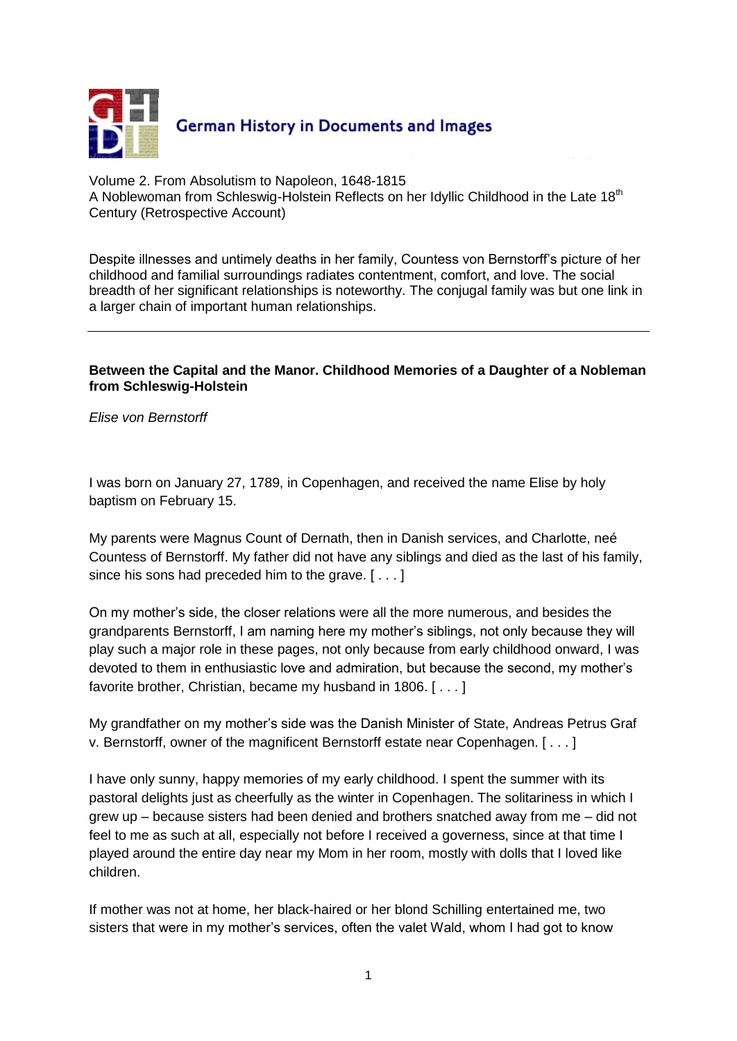German History in Documents and Images

Volume 2. From Absolutism to Napoleon, 1648-1815
A Noblewoman from Schleswig-Holstein Reflects on her Idyllic Childhood in the Late 18th Century (Retrospective Account)

Despite illnesses and untimely deaths in her family, Countess von Bernstorff's picture of her childhood and familial surroundings radiates contentment, comfort, and love. The social breadth of her significant relationships is noteworthy. The conjugal family was but one link in a larger chain of important human relationships.

---

**Between the Capital and the Manor. Childhood Memories of a Daughter of a Nobleman from Schleswig-Holstein**

*Elise von Bernstorff*

I was born on January 27, 1789, in Copenhagen, and received the name Elise by holy baptism on February 15.

My parents were Magnus Count of Dernath, then in Danish services, and Charlotte, neé Countess of Bernstorff. My father did not have any siblings and died as the last of his family, since his sons had preceded him to the grave. [ . . . ]

On my mother's side, the closer relations were all the more numerous, and besides the grandparents Bernstorff, I am naming here my mother's siblings, not only because they will play such a major role in these pages, not only because from early childhood onward, I was devoted to them in enthusiastic love and admiration, but because the second, my mother's favorite brother, Christian, became my husband in 1806. [ . . . ]

My grandfather on my mother's side was the Danish Minister of State, Andreas Petrus Graf v. Bernstorff, owner of the magnificent Bernstorff estate near Copenhagen. [ . . . ]

I have only sunny, happy memories of my early childhood. I spent the summer with its pastoral delights just as cheerfully as the winter in Copenhagen. The solitariness in which I grew up – because sisters had been denied and brothers snatched away from me – did not feel to me as such at all, especially not before I received a governess, since at that time I played around the entire day near my Mom in her room, mostly with dolls that I loved like children.

If mother was not at home, her black-haired or her blond Schilling entertained me, two sisters that were in my mother's services, often the valet Wald, whom I had got to know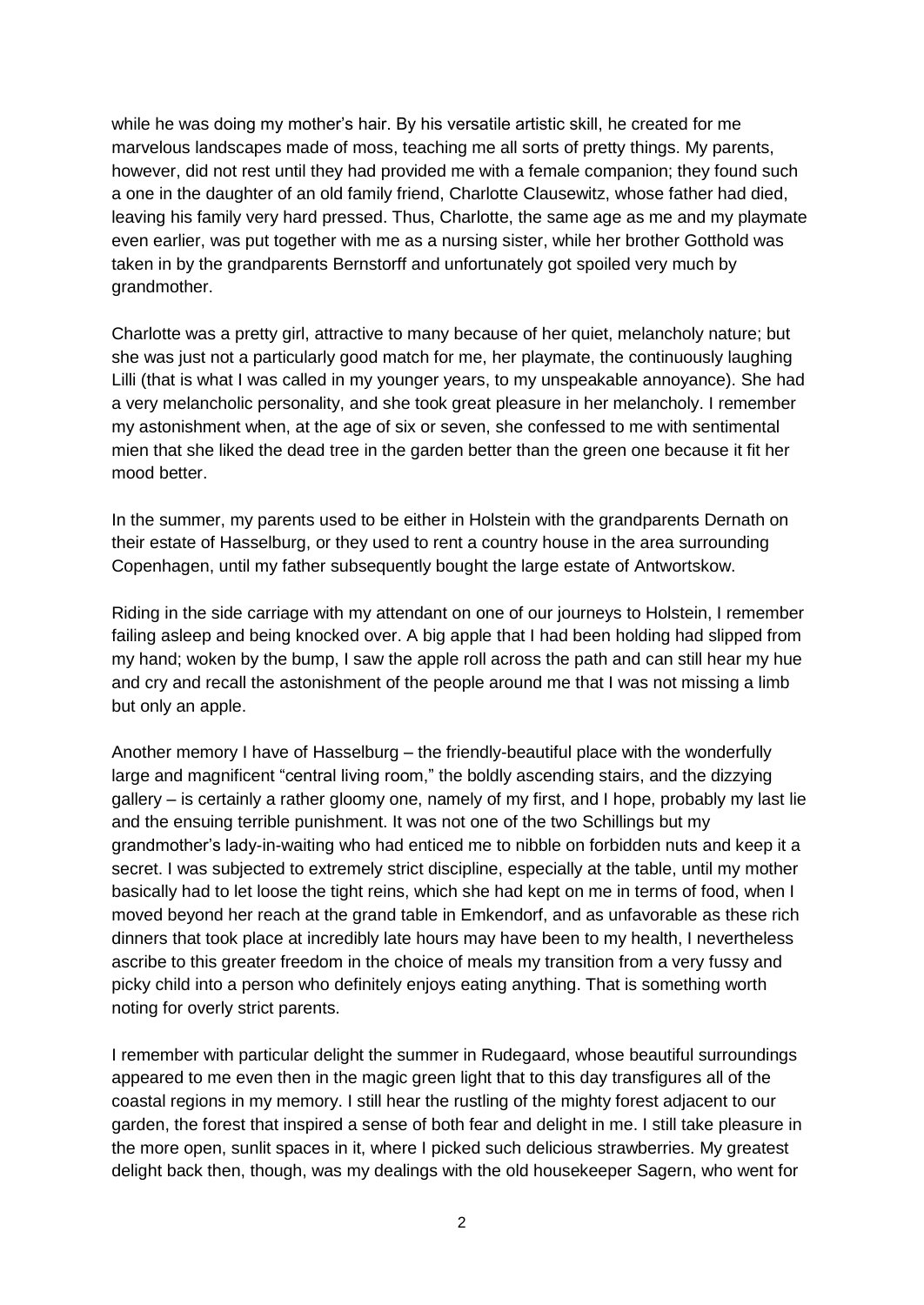while he was doing my mother's hair. By his versatile artistic skill, he created for me marvelous landscapes made of moss, teaching me all sorts of pretty things. My parents, however, did not rest until they had provided me with a female companion; they found such a one in the daughter of an old family friend, Charlotte Clausewitz, whose father had died, leaving his family very hard pressed. Thus, Charlotte, the same age as me and my playmate even earlier, was put together with me as a nursing sister, while her brother Gotthold was taken in by the grandparents Bernstorff and unfortunately got spoiled very much by grandmother.

Charlotte was a pretty girl, attractive to many because of her quiet, melancholy nature; but she was just not a particularly good match for me, her playmate, the continuously laughing Lilli (that is what I was called in my younger years, to my unspeakable annoyance). She had a very melancholic personality, and she took great pleasure in her melancholy. I remember my astonishment when, at the age of six or seven, she confessed to me with sentimental mien that she liked the dead tree in the garden better than the green one because it fit her mood better.

In the summer, my parents used to be either in Holstein with the grandparents Dernath on their estate of Hasselburg, or they used to rent a country house in the area surrounding Copenhagen, until my father subsequently bought the large estate of Antwortskow.

Riding in the side carriage with my attendant on one of our journeys to Holstein, I remember failing asleep and being knocked over. A big apple that I had been holding had slipped from my hand; woken by the bump, I saw the apple roll across the path and can still hear my hue and cry and recall the astonishment of the people around me that I was not missing a limb but only an apple.

Another memory I have of Hasselburg – the friendly-beautiful place with the wonderfully large and magnificent "central living room," the boldly ascending stairs, and the dizzying gallery – is certainly a rather gloomy one, namely of my first, and I hope, probably my last lie and the ensuing terrible punishment. It was not one of the two Schillings but my grandmother's lady-in-waiting who had enticed me to nibble on forbidden nuts and keep it a secret. I was subjected to extremely strict discipline, especially at the table, until my mother basically had to let loose the tight reins, which she had kept on me in terms of food, when I moved beyond her reach at the grand table in Emkendorf, and as unfavorable as these rich dinners that took place at incredibly late hours may have been to my health, I nevertheless ascribe to this greater freedom in the choice of meals my transition from a very fussy and picky child into a person who definitely enjoys eating anything. That is something worth noting for overly strict parents.

I remember with particular delight the summer in Rudegaard, whose beautiful surroundings appeared to me even then in the magic green light that to this day transfigures all of the coastal regions in my memory. I still hear the rustling of the mighty forest adjacent to our garden, the forest that inspired a sense of both fear and delight in me. I still take pleasure in the more open, sunlit spaces in it, where I picked such delicious strawberries. My greatest delight back then, though, was my dealings with the old housekeeper Sagern, who went for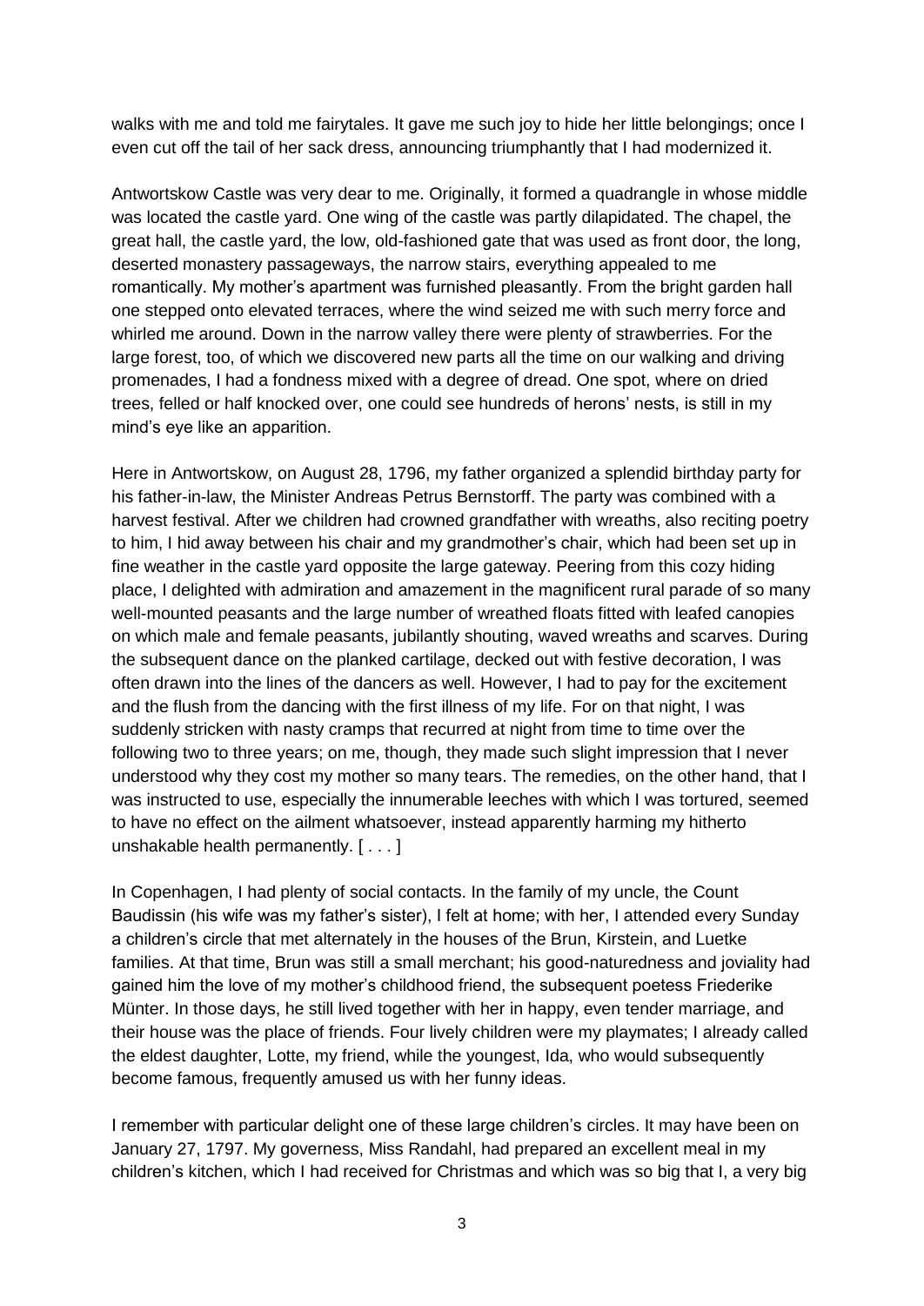walks with me and told me fairytales. It gave me such joy to hide her little belongings; once I even cut off the tail of her sack dress, announcing triumphantly that I had modernized it.

Antwortskow Castle was very dear to me. Originally, it formed a quadrangle in whose middle was located the castle yard. One wing of the castle was partly dilapidated. The chapel, the great hall, the castle yard, the low, old-fashioned gate that was used as front door, the long, deserted monastery passageways, the narrow stairs, everything appealed to me romantically. My mother's apartment was furnished pleasantly. From the bright garden hall one stepped onto elevated terraces, where the wind seized me with such merry force and whirled me around. Down in the narrow valley there were plenty of strawberries. For the large forest, too, of which we discovered new parts all the time on our walking and driving promenades, I had a fondness mixed with a degree of dread. One spot, where on dried trees, felled or half knocked over, one could see hundreds of herons' nests, is still in my mind's eye like an apparition.

Here in Antwortskow, on August 28, 1796, my father organized a splendid birthday party for his father-in-law, the Minister Andreas Petrus Bernstorff. The party was combined with a harvest festival. After we children had crowned grandfather with wreaths, also reciting poetry to him, I hid away between his chair and my grandmother's chair, which had been set up in fine weather in the castle yard opposite the large gateway. Peering from this cozy hiding place, I delighted with admiration and amazement in the magnificent rural parade of so many well-mounted peasants and the large number of wreathed floats fitted with leafed canopies on which male and female peasants, jubilantly shouting, waved wreaths and scarves. During the subsequent dance on the planked cartilage, decked out with festive decoration, I was often drawn into the lines of the dancers as well. However, I had to pay for the excitement and the flush from the dancing with the first illness of my life. For on that night, I was suddenly stricken with nasty cramps that recurred at night from time to time over the following two to three years; on me, though, they made such slight impression that I never understood why they cost my mother so many tears. The remedies, on the other hand, that I was instructed to use, especially the innumerable leeches with which I was tortured, seemed to have no effect on the ailment whatsoever, instead apparently harming my hitherto unshakable health permanently. [ . . . ]

In Copenhagen, I had plenty of social contacts. In the family of my uncle, the Count Baudissin (his wife was my father's sister), I felt at home; with her, I attended every Sunday a children's circle that met alternately in the houses of the Brun, Kirstein, and Luetke families. At that time, Brun was still a small merchant; his good-naturedness and joviality had gained him the love of my mother's childhood friend, the subsequent poetess Friederike Münter. In those days, he still lived together with her in happy, even tender marriage, and their house was the place of friends. Four lively children were my playmates; I already called the eldest daughter, Lotte, my friend, while the youngest, Ida, who would subsequently become famous, frequently amused us with her funny ideas.

I remember with particular delight one of these large children's circles. It may have been on January 27, 1797. My governess, Miss Randahl, had prepared an excellent meal in my children's kitchen, which I had received for Christmas and which was so big that I, a very big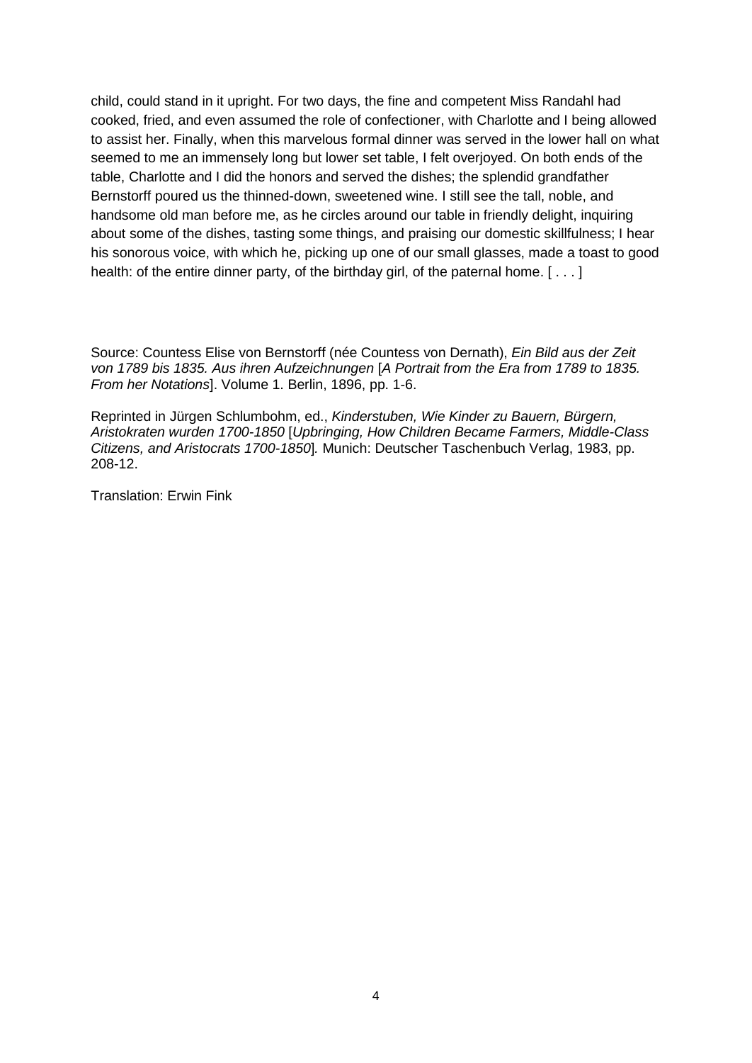child, could stand in it upright. For two days, the fine and competent Miss Randahl had cooked, fried, and even assumed the role of confectioner, with Charlotte and I being allowed to assist her. Finally, when this marvelous formal dinner was served in the lower hall on what seemed to me an immensely long but lower set table, I felt overjoyed. On both ends of the table, Charlotte and I did the honors and served the dishes; the splendid grandfather Bernstorff poured us the thinned-down, sweetened wine. I still see the tall, noble, and handsome old man before me, as he circles around our table in friendly delight, inquiring about some of the dishes, tasting some things, and praising our domestic skillfulness; I hear his sonorous voice, with which he, picking up one of our small glasses, made a toast to good health: of the entire dinner party, of the birthday girl, of the paternal home. [ . . . ]

Source: Countess Elise von Bernstorff (née Countess von Dernath), *Ein Bild aus der Zeit von 1789 bis 1835. Aus ihren Aufzeichnungen* [*A Portrait from the Era from 1789 to 1835. From her Notations*]. Volume 1. Berlin, 1896, pp. 1-6.

Reprinted in Jürgen Schlumbohm, ed., *Kinderstuben, Wie Kinder zu Bauern, Bürgern, Aristokraten wurden 1700-1850* [*Upbringing, How Children Became Farmers, Middle-Class Citizens, and Aristocrats 1700-1850*]*.* Munich: Deutscher Taschenbuch Verlag, 1983, pp. 208-12.

Translation: Erwin Fink